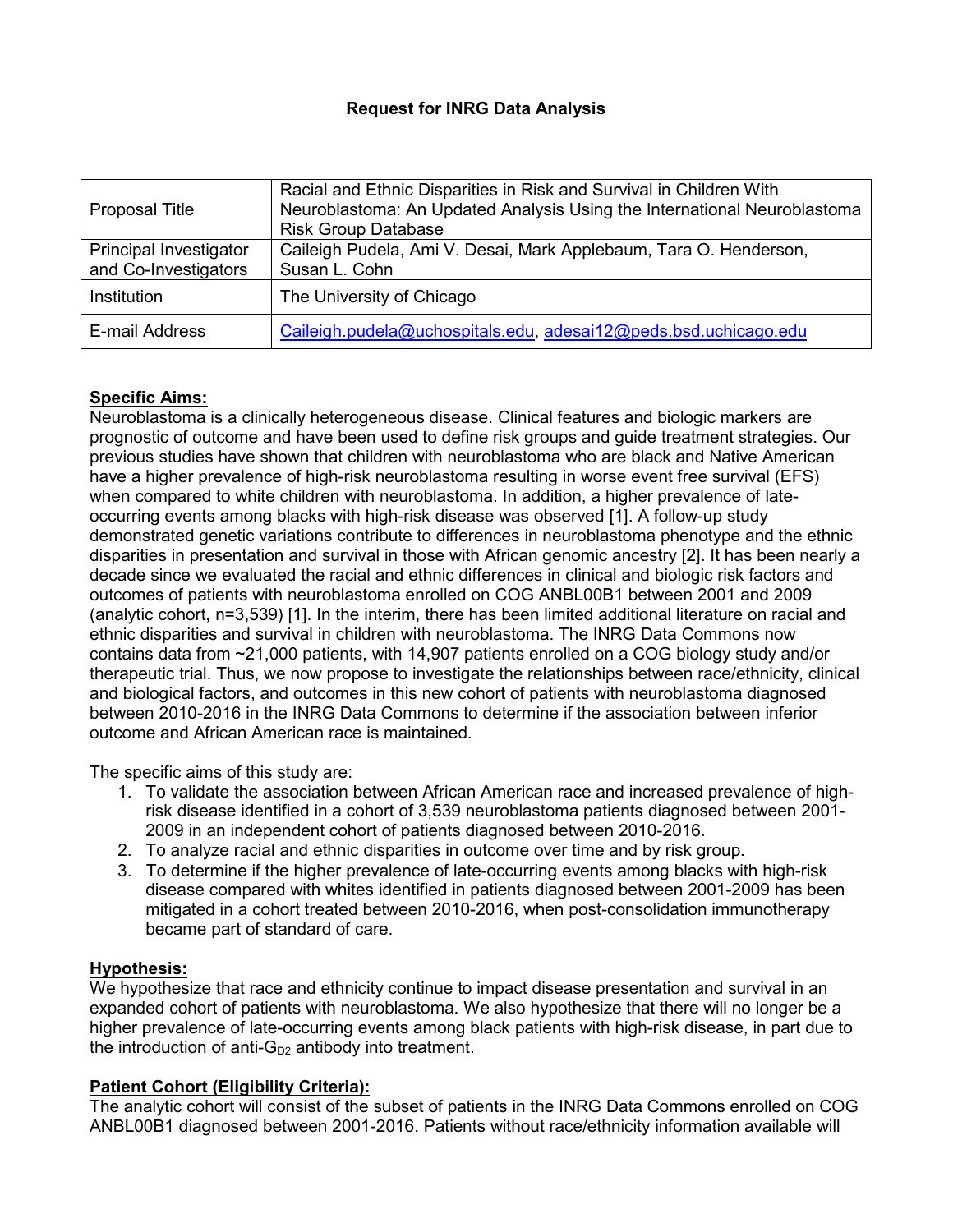# Request for INRG Data Analysis

| | |
|---|---|
| Proposal Title | Racial and Ethnic Disparities in Risk and Survival in Children With Neuroblastoma: An Updated Analysis Using the International Neuroblastoma Risk Group Database |
| Principal Investigator and Co-Investigators | Caileigh Pudela, Ami V. Desai, Mark Applebaum, Tara O. Henderson, Susan L. Cohn |
| Institution | The University of Chicago |
| E-mail Address | Caileigh.pudela@uchospitals.edu, adesai12@peds.bsd.uchicago.edu |

## Specific Aims:

Neuroblastoma is a clinically heterogeneous disease. Clinical features and biologic markers are prognostic of outcome and have been used to define risk groups and guide treatment strategies. Our previous studies have shown that children with neuroblastoma who are black and Native American have a higher prevalence of high-risk neuroblastoma resulting in worse event free survival (EFS) when compared to white children with neuroblastoma. In addition, a higher prevalence of late-occurring events among blacks with high-risk disease was observed [1]. A follow-up study demonstrated genetic variations contribute to differences in neuroblastoma phenotype and the ethnic disparities in presentation and survival in those with African genomic ancestry [2]. It has been nearly a decade since we evaluated the racial and ethnic differences in clinical and biologic risk factors and outcomes of patients with neuroblastoma enrolled on COG ANBL00B1 between 2001 and 2009 (analytic cohort, n=3,539) [1]. In the interim, there has been limited additional literature on racial and ethnic disparities and survival in children with neuroblastoma. The INRG Data Commons now contains data from ~21,000 patients, with 14,907 patients enrolled on a COG biology study and/or therapeutic trial. Thus, we now propose to investigate the relationships between race/ethnicity, clinical and biological factors, and outcomes in this new cohort of patients with neuroblastoma diagnosed between 2010-2016 in the INRG Data Commons to determine if the association between inferior outcome and African American race is maintained.

The specific aims of this study are:

1. To validate the association between African American race and increased prevalence of high-risk disease identified in a cohort of 3,539 neuroblastoma patients diagnosed between 2001-2009 in an independent cohort of patients diagnosed between 2010-2016.
2. To analyze racial and ethnic disparities in outcome over time and by risk group.
3. To determine if the higher prevalence of late-occurring events among blacks with high-risk disease compared with whites identified in patients diagnosed between 2001-2009 has been mitigated in a cohort treated between 2010-2016, when post-consolidation immunotherapy became part of standard of care.

## Hypothesis:

We hypothesize that race and ethnicity continue to impact disease presentation and survival in an expanded cohort of patients with neuroblastoma. We also hypothesize that there will no longer be a higher prevalence of late-occurring events among black patients with high-risk disease, in part due to the introduction of anti-$G_{D2}$ antibody into treatment.

## Patient Cohort (Eligibility Criteria):

The analytic cohort will consist of the subset of patients in the INRG Data Commons enrolled on COG ANBL00B1 diagnosed between 2001-2016. Patients without race/ethnicity information available will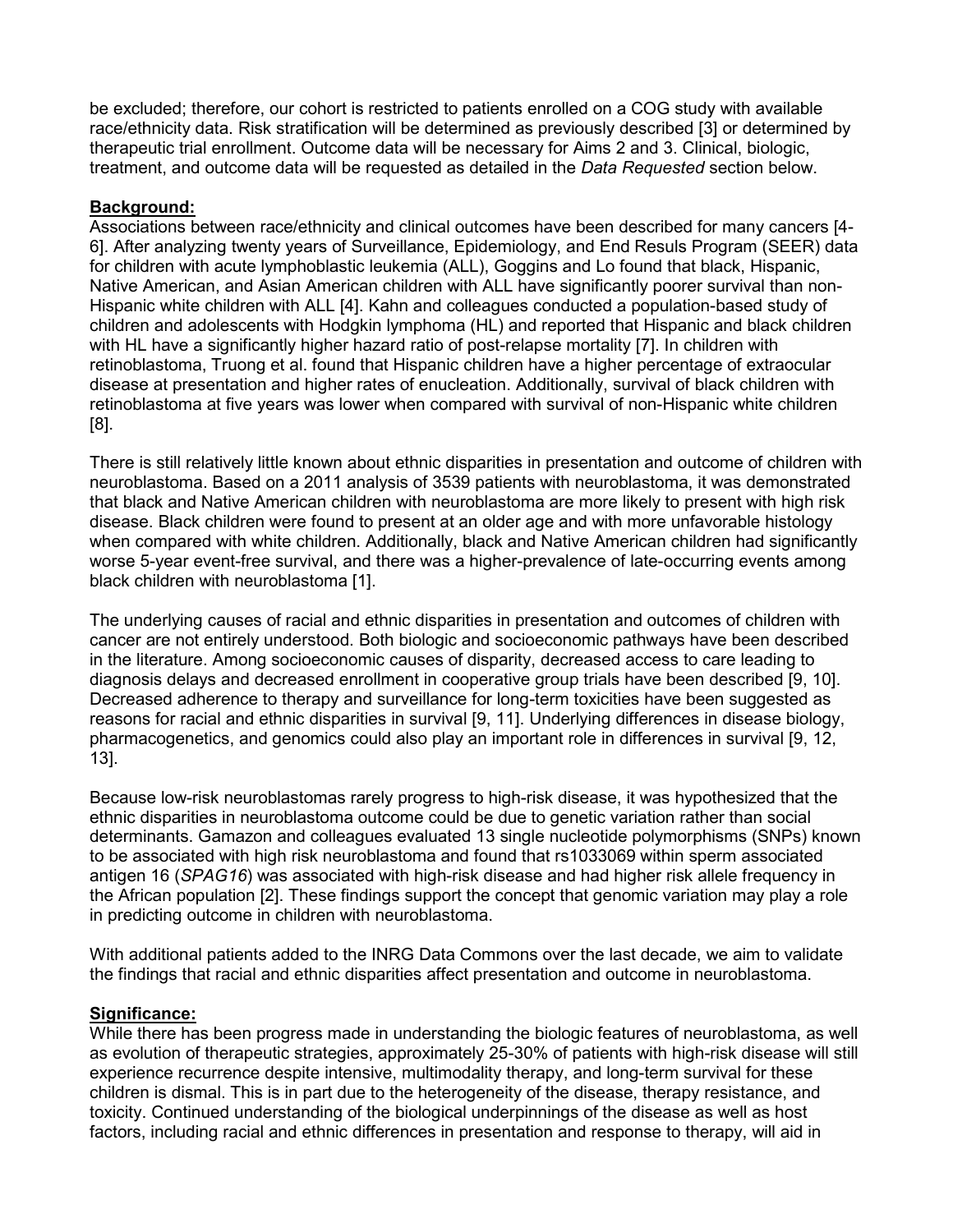be excluded; therefore, our cohort is restricted to patients enrolled on a COG study with available race/ethnicity data. Risk stratification will be determined as previously described [3] or determined by therapeutic trial enrollment. Outcome data will be necessary for Aims 2 and 3. Clinical, biologic, treatment, and outcome data will be requested as detailed in the *Data Requested* section below.

**Background:**

Associations between race/ethnicity and clinical outcomes have been described for many cancers [4-6]. After analyzing twenty years of Surveillance, Epidemiology, and End Resuls Program (SEER) data for children with acute lymphoblastic leukemia (ALL), Goggins and Lo found that black, Hispanic, Native American, and Asian American children with ALL have significantly poorer survival than non-Hispanic white children with ALL [4]. Kahn and colleagues conducted a population-based study of children and adolescents with Hodgkin lymphoma (HL) and reported that Hispanic and black children with HL have a significantly higher hazard ratio of post-relapse mortality [7]. In children with retinoblastoma, Truong et al. found that Hispanic children have a higher percentage of extraocular disease at presentation and higher rates of enucleation. Additionally, survival of black children with retinoblastoma at five years was lower when compared with survival of non-Hispanic white children [8].

There is still relatively little known about ethnic disparities in presentation and outcome of children with neuroblastoma. Based on a 2011 analysis of 3539 patients with neuroblastoma, it was demonstrated that black and Native American children with neuroblastoma are more likely to present with high risk disease. Black children were found to present at an older age and with more unfavorable histology when compared with white children. Additionally, black and Native American children had significantly worse 5-year event-free survival, and there was a higher-prevalence of late-occurring events among black children with neuroblastoma [1].

The underlying causes of racial and ethnic disparities in presentation and outcomes of children with cancer are not entirely understood. Both biologic and socioeconomic pathways have been described in the literature. Among socioeconomic causes of disparity, decreased access to care leading to diagnosis delays and decreased enrollment in cooperative group trials have been described [9, 10]. Decreased adherence to therapy and surveillance for long-term toxicities have been suggested as reasons for racial and ethnic disparities in survival [9, 11]. Underlying differences in disease biology, pharmacogenetics, and genomics could also play an important role in differences in survival [9, 12, 13].

Because low-risk neuroblastomas rarely progress to high-risk disease, it was hypothesized that the ethnic disparities in neuroblastoma outcome could be due to genetic variation rather than social determinants. Gamazon and colleagues evaluated 13 single nucleotide polymorphisms (SNPs) known to be associated with high risk neuroblastoma and found that rs1033069 within sperm associated antigen 16 (*SPAG16*) was associated with high-risk disease and had higher risk allele frequency in the African population [2]. These findings support the concept that genomic variation may play a role in predicting outcome in children with neuroblastoma.

With additional patients added to the INRG Data Commons over the last decade, we aim to validate the findings that racial and ethnic disparities affect presentation and outcome in neuroblastoma.

**Significance:**

While there has been progress made in understanding the biologic features of neuroblastoma, as well as evolution of therapeutic strategies, approximately 25-30% of patients with high-risk disease will still experience recurrence despite intensive, multimodality therapy, and long-term survival for these children is dismal. This is in part due to the heterogeneity of the disease, therapy resistance, and toxicity. Continued understanding of the biological underpinnings of the disease as well as host factors, including racial and ethnic differences in presentation and response to therapy, will aid in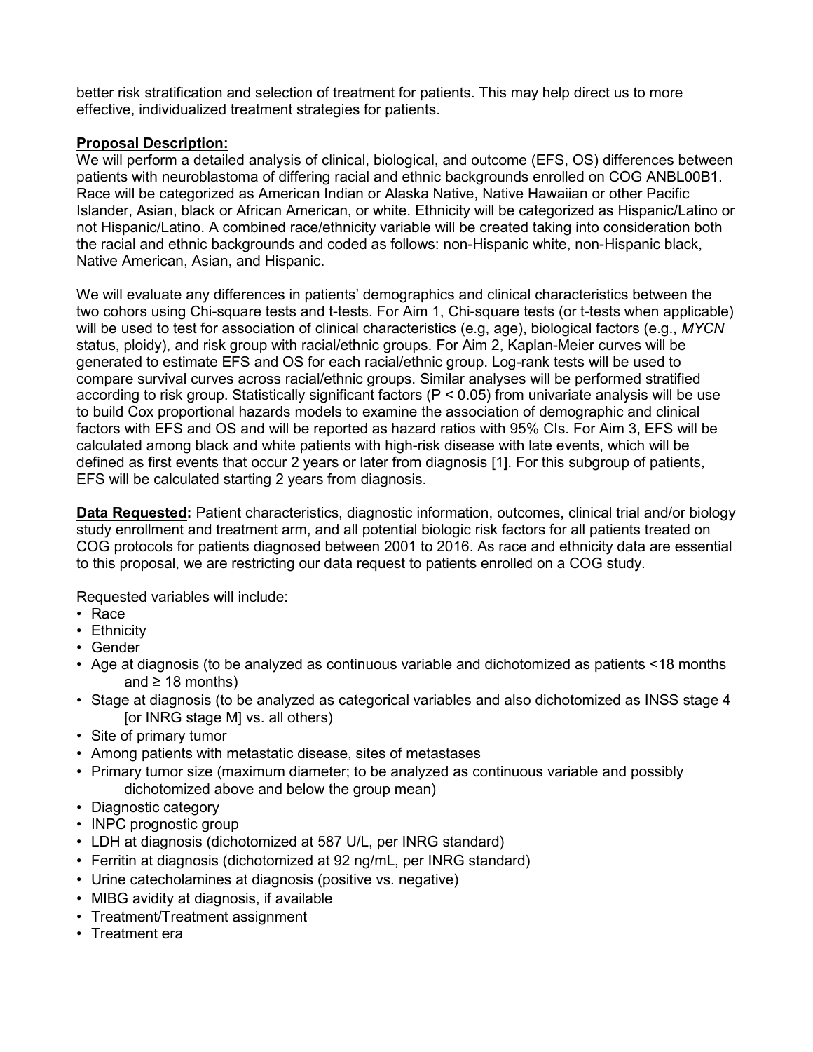better risk stratification and selection of treatment for patients. This may help direct us to more effective, individualized treatment strategies for patients.

**Proposal Description:**

We will perform a detailed analysis of clinical, biological, and outcome (EFS, OS) differences between patients with neuroblastoma of differing racial and ethnic backgrounds enrolled on COG ANBL00B1. Race will be categorized as American Indian or Alaska Native, Native Hawaiian or other Pacific Islander, Asian, black or African American, or white. Ethnicity will be categorized as Hispanic/Latino or not Hispanic/Latino. A combined race/ethnicity variable will be created taking into consideration both the racial and ethnic backgrounds and coded as follows: non-Hispanic white, non-Hispanic black, Native American, Asian, and Hispanic.

We will evaluate any differences in patients' demographics and clinical characteristics between the two cohors using Chi-square tests and t-tests. For Aim 1, Chi-square tests (or t-tests when applicable) will be used to test for association of clinical characteristics (e.g, age), biological factors (e.g., *MYCN* status, ploidy), and risk group with racial/ethnic groups. For Aim 2, Kaplan-Meier curves will be generated to estimate EFS and OS for each racial/ethnic group. Log-rank tests will be used to compare survival curves across racial/ethnic groups. Similar analyses will be performed stratified according to risk group. Statistically significant factors ($P < 0.05$) from univariate analysis will be use to build Cox proportional hazards models to examine the association of demographic and clinical factors with EFS and OS and will be reported as hazard ratios with 95% CIs. For Aim 3, EFS will be calculated among black and white patients with high-risk disease with late events, which will be defined as first events that occur 2 years or later from diagnosis [1]. For this subgroup of patients, EFS will be calculated starting 2 years from diagnosis.

**Data Requested:** Patient characteristics, diagnostic information, outcomes, clinical trial and/or biology study enrollment and treatment arm, and all potential biologic risk factors for all patients treated on COG protocols for patients diagnosed between 2001 to 2016. As race and ethnicity data are essential to this proposal, we are restricting our data request to patients enrolled on a COG study.

Requested variables will include:

- Race
- Ethnicity
- Gender
- Age at diagnosis (to be analyzed as continuous variable and dichotomized as patients <18 months and ≥ 18 months)
- Stage at diagnosis (to be analyzed as categorical variables and also dichotomized as INSS stage 4 [or INRG stage M] vs. all others)
- Site of primary tumor
- Among patients with metastatic disease, sites of metastases
- Primary tumor size (maximum diameter; to be analyzed as continuous variable and possibly dichotomized above and below the group mean)
- Diagnostic category
- INPC prognostic group
- LDH at diagnosis (dichotomized at 587 U/L, per INRG standard)
- Ferritin at diagnosis (dichotomized at 92 ng/mL, per INRG standard)
- Urine catecholamines at diagnosis (positive vs. negative)
- MIBG avidity at diagnosis, if available
- Treatment/Treatment assignment
- Treatment era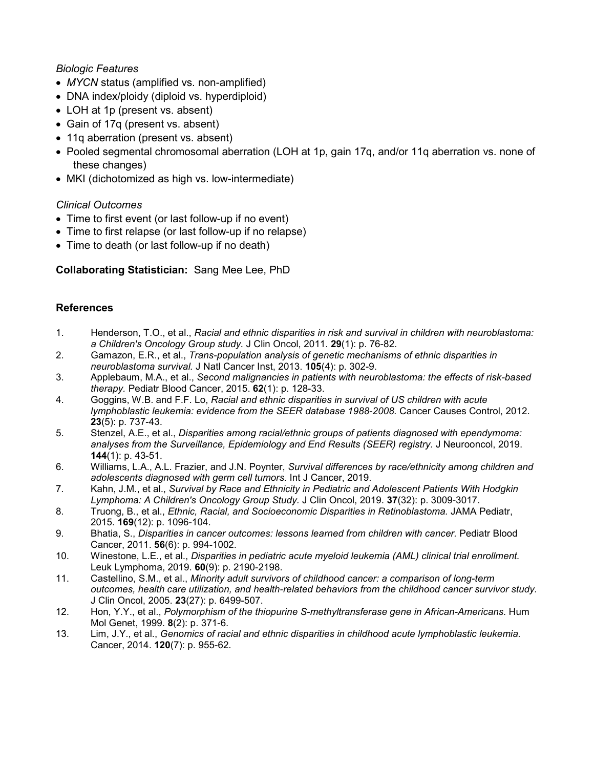*Biologic Features*

- *MYCN* status (amplified vs. non-amplified)
- DNA index/ploidy (diploid vs. hyperdiploid)
- LOH at 1p (present vs. absent)
- Gain of 17q (present vs. absent)
- 11q aberration (present vs. absent)
- Pooled segmental chromosomal aberration (LOH at 1p, gain 17q, and/or 11q aberration vs. none of these changes)
- MKI (dichotomized as high vs. low-intermediate)

*Clinical Outcomes*

- Time to first event (or last follow-up if no event)
- Time to first relapse (or last follow-up if no relapse)
- Time to death (or last follow-up if no death)

**Collaborating Statistician:** Sang Mee Lee, PhD

## References

1. Henderson, T.O., et al., *Racial and ethnic disparities in risk and survival in children with neuroblastoma: a Children's Oncology Group study.* J Clin Oncol, 2011. **29**(1): p. 76-82.
2. Gamazon, E.R., et al., *Trans-population analysis of genetic mechanisms of ethnic disparities in neuroblastoma survival.* J Natl Cancer Inst, 2013. **105**(4): p. 302-9.
3. Applebaum, M.A., et al., *Second malignancies in patients with neuroblastoma: the effects of risk-based therapy.* Pediatr Blood Cancer, 2015. **62**(1): p. 128-33.
4. Goggins, W.B. and F.F. Lo, *Racial and ethnic disparities in survival of US children with acute lymphoblastic leukemia: evidence from the SEER database 1988-2008.* Cancer Causes Control, 2012. **23**(5): p. 737-43.
5. Stenzel, A.E., et al., *Disparities among racial/ethnic groups of patients diagnosed with ependymoma: analyses from the Surveillance, Epidemiology and End Results (SEER) registry.* J Neurooncol, 2019. **144**(1): p. 43-51.
6. Williams, L.A., A.L. Frazier, and J.N. Poynter, *Survival differences by race/ethnicity among children and adolescents diagnosed with germ cell tumors.* Int J Cancer, 2019.
7. Kahn, J.M., et al., *Survival by Race and Ethnicity in Pediatric and Adolescent Patients With Hodgkin Lymphoma: A Children's Oncology Group Study.* J Clin Oncol, 2019. **37**(32): p. 3009-3017.
8. Truong, B., et al., *Ethnic, Racial, and Socioeconomic Disparities in Retinoblastoma.* JAMA Pediatr, 2015. **169**(12): p. 1096-104.
9. Bhatia, S., *Disparities in cancer outcomes: lessons learned from children with cancer.* Pediatr Blood Cancer, 2011. **56**(6): p. 994-1002.
10. Winestone, L.E., et al., *Disparities in pediatric acute myeloid leukemia (AML) clinical trial enrollment.* Leuk Lymphoma, 2019. **60**(9): p. 2190-2198.
11. Castellino, S.M., et al., *Minority adult survivors of childhood cancer: a comparison of long-term outcomes, health care utilization, and health-related behaviors from the childhood cancer survivor study.* J Clin Oncol, 2005. **23**(27): p. 6499-507.
12. Hon, Y.Y., et al., *Polymorphism of the thiopurine S-methyltransferase gene in African-Americans.* Hum Mol Genet, 1999. **8**(2): p. 371-6.
13. Lim, J.Y., et al., *Genomics of racial and ethnic disparities in childhood acute lymphoblastic leukemia.* Cancer, 2014. **120**(7): p. 955-62.